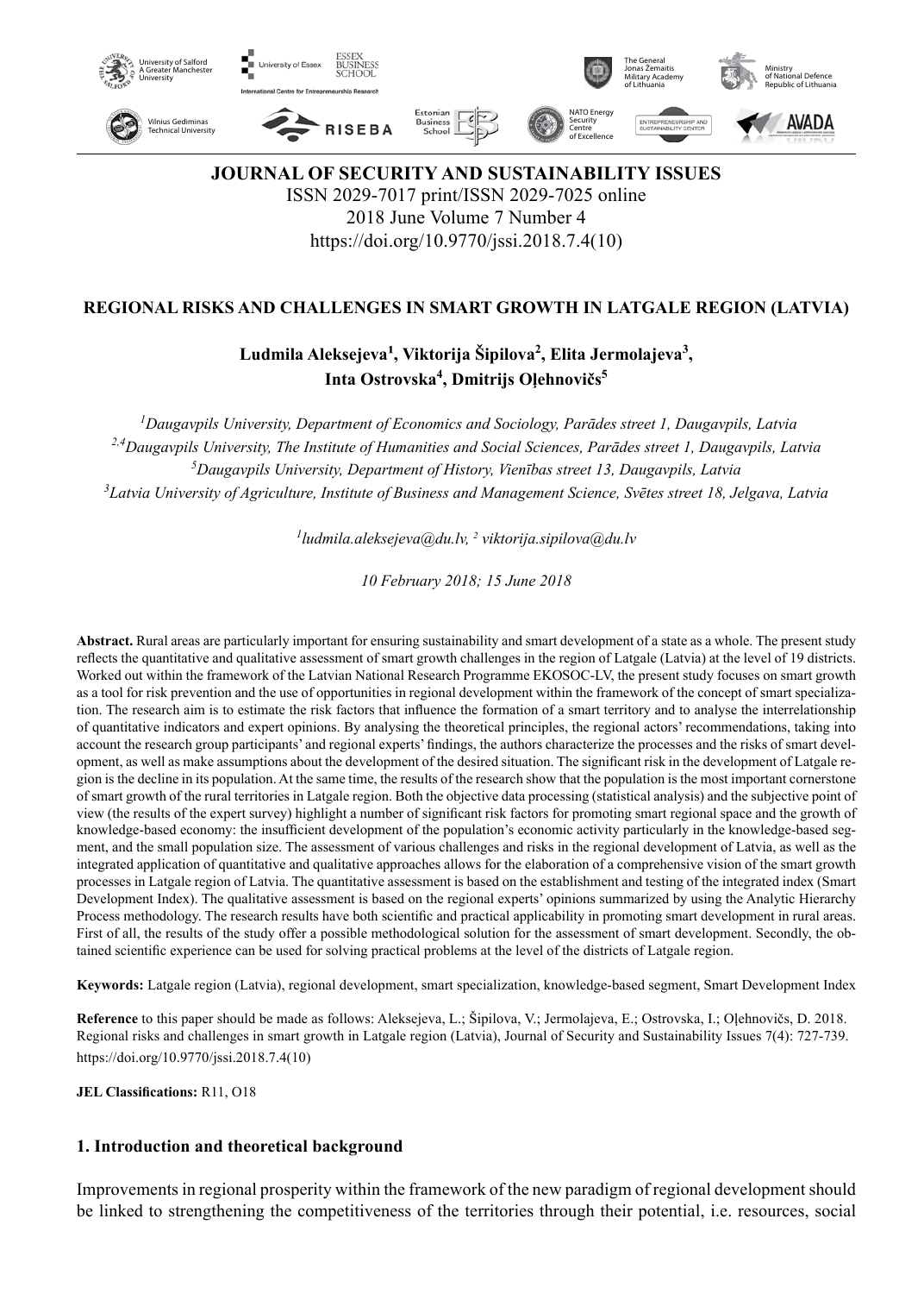# JOURNAL OF SECURITY AND SUSTAINABILITY ISSUES

ISSN 2029-7017 print/ISSN 2029-7025 online
2018 June Volume 7 Number 4
https://doi.org/10.9770/jssi.2018.7.4(10)

## REGIONAL RISKS AND CHALLENGES IN SMART GROWTH IN LATGALE REGION (LATVIA)

**Ludmila Aleksejeva[1], Viktorija Šipilova[2], Elita Jermolajeva[3], Inta Ostrovska[4], Dmitrijs Oļehnovičs[5]**

*[1]Daugavpils University, Department of Economics and Sociology, Parādes street 1, Daugavpils, Latvia*
*[2,4]Daugavpils University, The Institute of Humanities and Social Sciences, Parādes street 1, Daugavpils, Latvia*
*[5]Daugavpils University, Department of History, Vienības street 13, Daugavpils, Latvia*
*[3]Latvia University of Agriculture, Institute of Business and Management Science, Svētes street 18, Jelgava, Latvia*

*[1]ludmila.aleksejeva@du.lv, [2] viktorija.sipilova@du.lv*

*10 February 2018; 15 June 2018*

**Abstract.** Rural areas are particularly important for ensuring sustainability and smart development of a state as a whole. The present study reflects the quantitative and qualitative assessment of smart growth challenges in the region of Latgale (Latvia) at the level of 19 districts. Worked out within the framework of the Latvian National Research Programme EKOSOC-LV, the present study focuses on smart growth as a tool for risk prevention and the use of opportunities in regional development within the framework of the concept of smart specialization. The research aim is to estimate the risk factors that influence the formation of a smart territory and to analyse the interrelationship of quantitative indicators and expert opinions. By analysing the theoretical principles, the regional actors' recommendations, taking into account the research group participants' and regional experts' findings, the authors characterize the processes and the risks of smart development, as well as make assumptions about the development of the desired situation. The significant risk in the development of Latgale region is the decline in its population. At the same time, the results of the research show that the population is the most important cornerstone of smart growth of the rural territories in Latgale region. Both the objective data processing (statistical analysis) and the subjective point of view (the results of the expert survey) highlight a number of significant risk factors for promoting smart regional space and the growth of knowledge-based economy: the insufficient development of the population's economic activity particularly in the knowledge-based segment, and the small population size. The assessment of various challenges and risks in the regional development of Latvia, as well as the integrated application of quantitative and qualitative approaches allows for the elaboration of a comprehensive vision of the smart growth processes in Latgale region of Latvia. The quantitative assessment is based on the establishment and testing of the integrated index (Smart Development Index). The qualitative assessment is based on the regional experts' opinions summarized by using the Analytic Hierarchy Process methodology. The research results have both scientific and practical applicability in promoting smart development in rural areas. First of all, the results of the study offer a possible methodological solution for the assessment of smart development. Secondly, the obtained scientific experience can be used for solving practical problems at the level of the districts of Latgale region.

**Keywords:** Latgale region (Latvia), regional development, smart specialization, knowledge-based segment, Smart Development Index

**Reference** to this paper should be made as follows: Aleksejeva, L.; Šipilova, V.; Jermolajeva, E.; Ostrovska, I.; Oļehnovičs, D. 2018. Regional risks and challenges in smart growth in Latgale region (Latvia), Journal of Security and Sustainability Issues 7(4): 727-739. https://doi.org/10.9770/jssi.2018.7.4(10)

**JEL Classifications:** R11, O18

## 1. Introduction and theoretical background

Improvements in regional prosperity within the framework of the new paradigm of regional development should be linked to strengthening the competitiveness of the territories through their potential, i.e. resources, social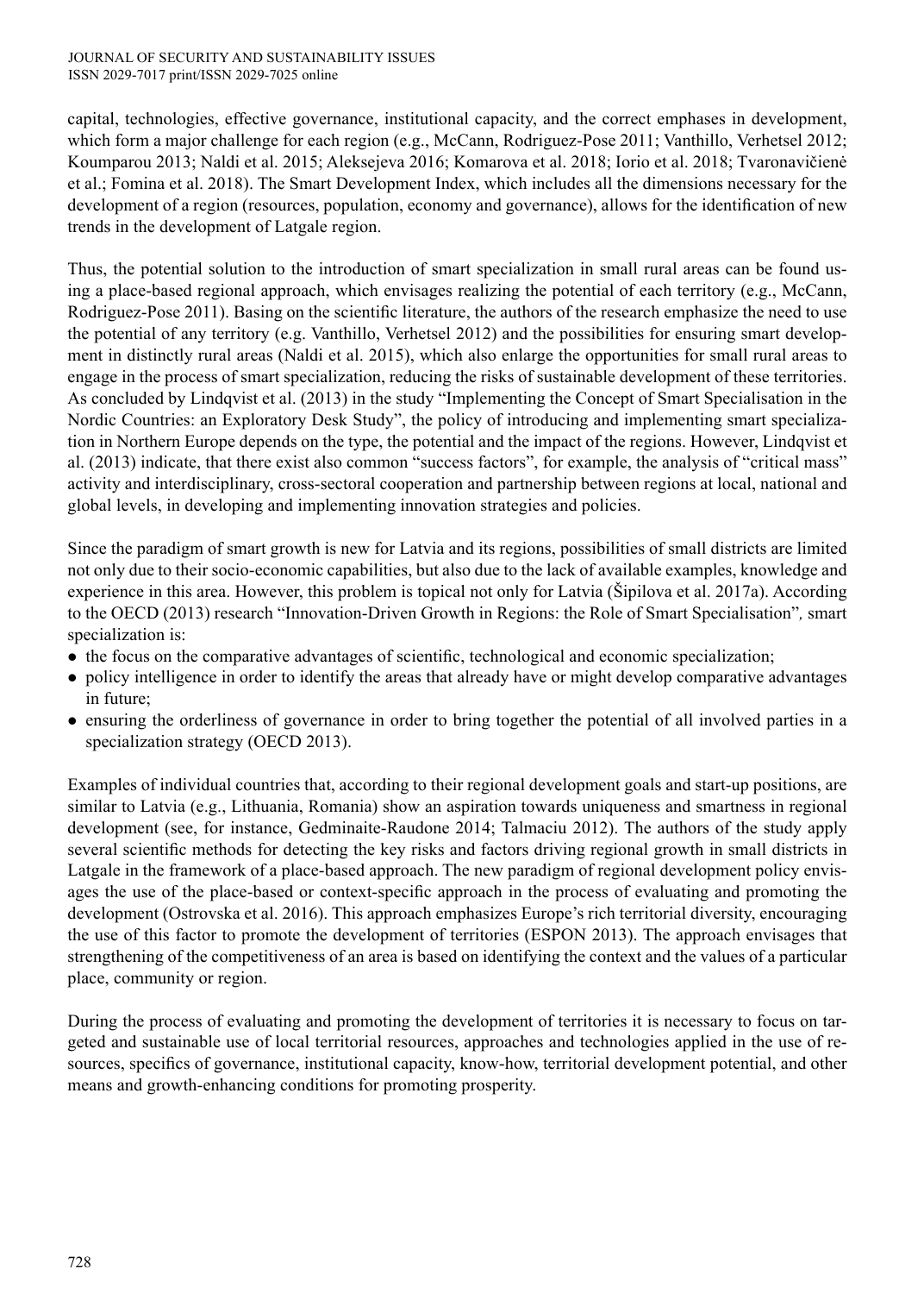capital, technologies, effective governance, institutional capacity, and the correct emphases in development, which form a major challenge for each region (e.g., McCann, Rodriguez-Pose 2011; Vanthillo, Verhetsel 2012; Koumparou 2013; Naldi et al. 2015; Aleksejeva 2016; Komarova et al. 2018; Iorio et al. 2018; Tvaronavičienė et al.; Fomina et al. 2018). The Smart Development Index, which includes all the dimensions necessary for the development of a region (resources, population, economy and governance), allows for the identification of new trends in the development of Latgale region.

Thus, the potential solution to the introduction of smart specialization in small rural areas can be found using a place-based regional approach, which envisages realizing the potential of each territory (e.g., McCann, Rodriguez-Pose 2011). Basing on the scientific literature, the authors of the research emphasize the need to use the potential of any territory (e.g. Vanthillo, Verhetsel 2012) and the possibilities for ensuring smart development in distinctly rural areas (Naldi et al. 2015), which also enlarge the opportunities for small rural areas to engage in the process of smart specialization, reducing the risks of sustainable development of these territories. As concluded by Lindqvist et al. (2013) in the study "Implementing the Concept of Smart Specialisation in the Nordic Countries: an Exploratory Desk Study", the policy of introducing and implementing smart specialization in Northern Europe depends on the type, the potential and the impact of the regions. However, Lindqvist et al. (2013) indicate, that there exist also common "success factors", for example, the analysis of "critical mass" activity and interdisciplinary, cross-sectoral cooperation and partnership between regions at local, national and global levels, in developing and implementing innovation strategies and policies.

Since the paradigm of smart growth is new for Latvia and its regions, possibilities of small districts are limited not only due to their socio-economic capabilities, but also due to the lack of available examples, knowledge and experience in this area. However, this problem is topical not only for Latvia (Šipilova et al. 2017a). According to the OECD (2013) research "Innovation-Driven Growth in Regions: the Role of Smart Specialisation"*,* smart specialization is:

- the focus on the comparative advantages of scientific, technological and economic specialization;
- policy intelligence in order to identify the areas that already have or might develop comparative advantages in future;
- ensuring the orderliness of governance in order to bring together the potential of all involved parties in a specialization strategy (OECD 2013).

Examples of individual countries that, according to their regional development goals and start-up positions, are similar to Latvia (e.g., Lithuania, Romania) show an aspiration towards uniqueness and smartness in regional development (see, for instance, Gedminaite-Raudone 2014; Talmaciu 2012). The authors of the study apply several scientific methods for detecting the key risks and factors driving regional growth in small districts in Latgale in the framework of a place-based approach. The new paradigm of regional development policy envisages the use of the place-based or context-specific approach in the process of evaluating and promoting the development (Ostrovska et al. 2016). This approach emphasizes Europe's rich territorial diversity, encouraging the use of this factor to promote the development of territories (ESPON 2013). The approach envisages that strengthening of the competitiveness of an area is based on identifying the context and the values of a particular place, community or region.

During the process of evaluating and promoting the development of territories it is necessary to focus on targeted and sustainable use of local territorial resources, approaches and technologies applied in the use of resources, specifics of governance, institutional capacity, know-how, territorial development potential, and other means and growth-enhancing conditions for promoting prosperity.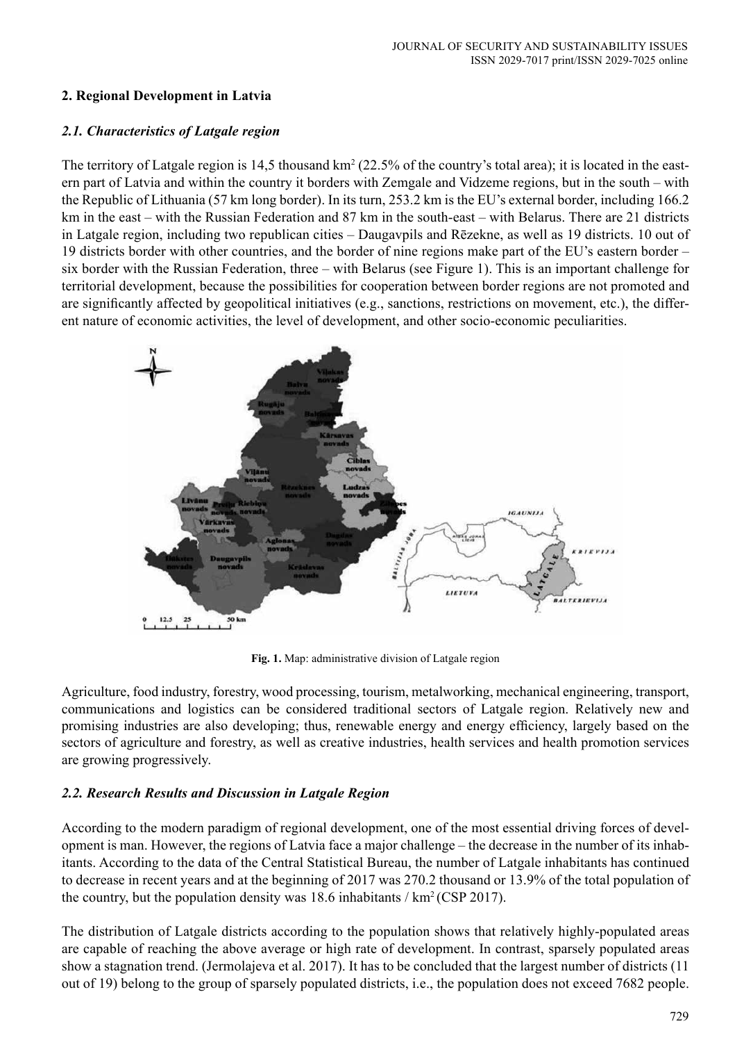## 2. Regional Development in Latvia

### *2.1. Characteristics of Latgale region*

The territory of Latgale region is 14,5 thousand km$^2$ (22.5% of the country's total area); it is located in the eastern part of Latvia and within the country it borders with Zemgale and Vidzeme regions, but in the south – with the Republic of Lithuania (57 km long border). In its turn, 253.2 km is the EU's external border, including 166.2 km in the east – with the Russian Federation and 87 km in the south-east – with Belarus. There are 21 districts in Latgale region, including two republican cities – Daugavpils and Rēzekne, as well as 19 districts. 10 out of 19 districts border with other countries, and the border of nine regions make part of the EU's eastern border – six border with the Russian Federation, three – with Belarus (see Figure 1). This is an important challenge for territorial development, because the possibilities for cooperation between border regions are not promoted and are significantly affected by geopolitical initiatives (e.g., sanctions, restrictions on movement, etc.), the different nature of economic activities, the level of development, and other socio-economic peculiarities.

**Fig. 1.** Map: administrative division of Latgale region

Agriculture, food industry, forestry, wood processing, tourism, metalworking, mechanical engineering, transport, communications and logistics can be considered traditional sectors of Latgale region. Relatively new and promising industries are also developing; thus, renewable energy and energy efficiency, largely based on the sectors of agriculture and forestry, as well as creative industries, health services and health promotion services are growing progressively.

### *2.2. Research Results and Discussion in Latgale Region*

According to the modern paradigm of regional development, one of the most essential driving forces of development is man. However, the regions of Latvia face a major challenge – the decrease in the number of its inhabitants. According to the data of the Central Statistical Bureau, the number of Latgale inhabitants has continued to decrease in recent years and at the beginning of 2017 was 270.2 thousand or 13.9% of the total population of the country, but the population density was 18.6 inhabitants / km$^2$ (CSP 2017).

The distribution of Latgale districts according to the population shows that relatively highly-populated areas are capable of reaching the above average or high rate of development. In contrast, sparsely populated areas show a stagnation trend. (Jermolajeva et al. 2017). It has to be concluded that the largest number of districts (11 out of 19) belong to the group of sparsely populated districts, i.e., the population does not exceed 7682 people.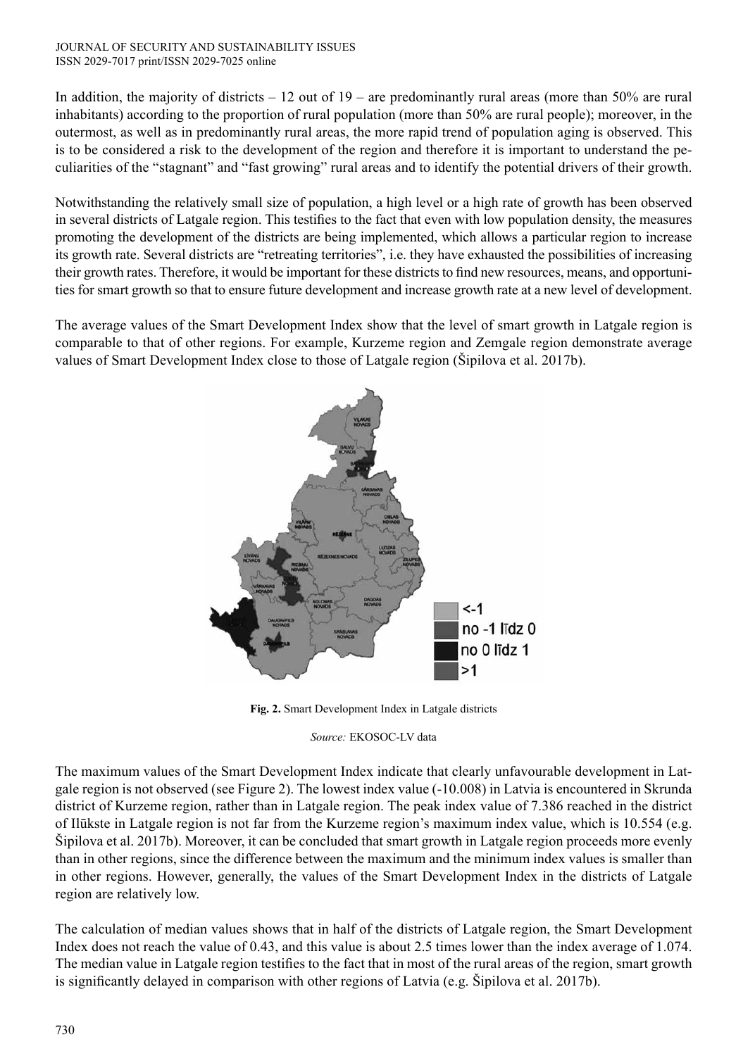In addition, the majority of districts – 12 out of 19 – are predominantly rural areas (more than 50% are rural inhabitants) according to the proportion of rural population (more than 50% are rural people); moreover, in the outermost, as well as in predominantly rural areas, the more rapid trend of population aging is observed. This is to be considered a risk to the development of the region and therefore it is important to understand the peculiarities of the "stagnant" and "fast growing" rural areas and to identify the potential drivers of their growth.

Notwithstanding the relatively small size of population, a high level or a high rate of growth has been observed in several districts of Latgale region. This testifies to the fact that even with low population density, the measures promoting the development of the districts are being implemented, which allows a particular region to increase its growth rate. Several districts are "retreating territories", i.e. they have exhausted the possibilities of increasing their growth rates. Therefore, it would be important for these districts to find new resources, means, and opportunities for smart growth so that to ensure future development and increase growth rate at a new level of development.

The average values of the Smart Development Index show that the level of smart growth in Latgale region is comparable to that of other regions. For example, Kurzeme region and Zemgale region demonstrate average values of Smart Development Index close to those of Latgale region (Šipilova et al. 2017b).

**Fig. 2.** Smart Development Index in Latgale districts

*Source:* EKOSOC-LV data

The maximum values of the Smart Development Index indicate that clearly unfavourable development in Latgale region is not observed (see Figure 2). The lowest index value (-10.008) in Latvia is encountered in Skrunda district of Kurzeme region, rather than in Latgale region. The peak index value of 7.386 reached in the district of Ilūkste in Latgale region is not far from the Kurzeme region's maximum index value, which is 10.554 (e.g. Šipilova et al. 2017b). Moreover, it can be concluded that smart growth in Latgale region proceeds more evenly than in other regions, since the difference between the maximum and the minimum index values is smaller than in other regions. However, generally, the values of the Smart Development Index in the districts of Latgale region are relatively low.

The calculation of median values shows that in half of the districts of Latgale region, the Smart Development Index does not reach the value of 0.43, and this value is about 2.5 times lower than the index average of 1.074. The median value in Latgale region testifies to the fact that in most of the rural areas of the region, smart growth is significantly delayed in comparison with other regions of Latvia (e.g. Šipilova et al. 2017b).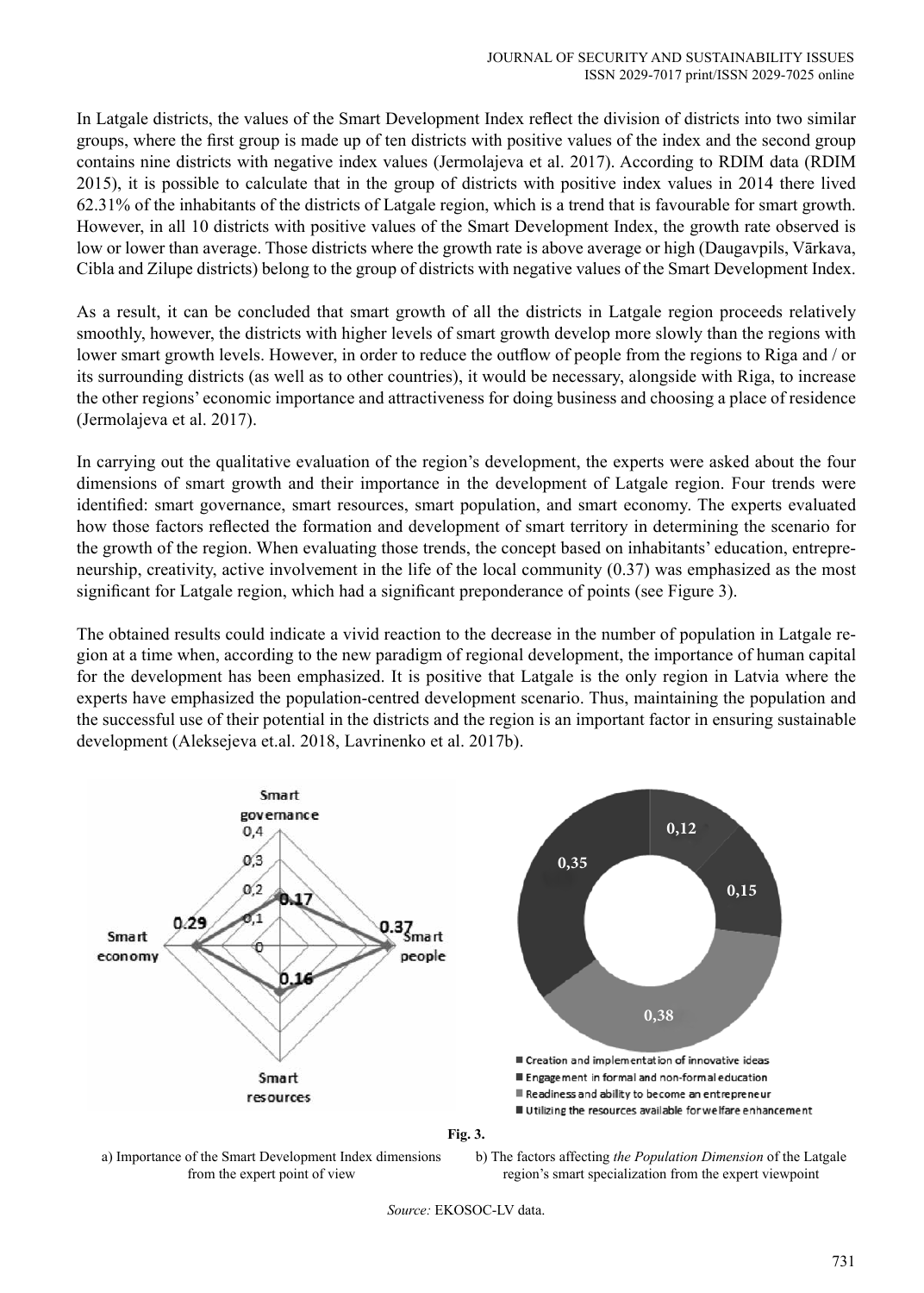In Latgale districts, the values of the Smart Development Index reflect the division of districts into two similar groups, where the first group is made up of ten districts with positive values of the index and the second group contains nine districts with negative index values (Jermolajeva et al. 2017). According to RDIM data (RDIM 2015), it is possible to calculate that in the group of districts with positive index values in 2014 there lived 62.31% of the inhabitants of the districts of Latgale region, which is a trend that is favourable for smart growth. However, in all 10 districts with positive values of the Smart Development Index, the growth rate observed is low or lower than average. Those districts where the growth rate is above average or high (Daugavpils, Vārkava, Cibla and Zilupe districts) belong to the group of districts with negative values of the Smart Development Index.

As a result, it can be concluded that smart growth of all the districts in Latgale region proceeds relatively smoothly, however, the districts with higher levels of smart growth develop more slowly than the regions with lower smart growth levels. However, in order to reduce the outflow of people from the regions to Riga and / or its surrounding districts (as well as to other countries), it would be necessary, alongside with Riga, to increase the other regions' economic importance and attractiveness for doing business and choosing a place of residence (Jermolajeva et al. 2017).

In carrying out the qualitative evaluation of the region's development, the experts were asked about the four dimensions of smart growth and their importance in the development of Latgale region. Four trends were identified: smart governance, smart resources, smart population, and smart economy. The experts evaluated how those factors reflected the formation and development of smart territory in determining the scenario for the growth of the region. When evaluating those trends, the concept based on inhabitants' education, entrepreneurship, creativity, active involvement in the life of the local community (0.37) was emphasized as the most significant for Latgale region, which had a significant preponderance of points (see Figure 3).

The obtained results could indicate a vivid reaction to the decrease in the number of population in Latgale region at a time when, according to the new paradigm of regional development, the importance of human capital for the development has been emphasized. It is positive that Latgale is the only region in Latvia where the experts have emphasized the population-centred development scenario. Thus, maintaining the population and the successful use of their potential in the districts and the region is an important factor in ensuring sustainable development (Aleksejeva et.al. 2018, Lavrinenko et al. 2017b).

**Fig. 3.**

a) Importance of the Smart Development Index dimensions from the expert point of view

b) The factors affecting *the Population Dimension* of the Latgale region's smart specialization from the expert viewpoint

*Source:* EKOSOC-LV data.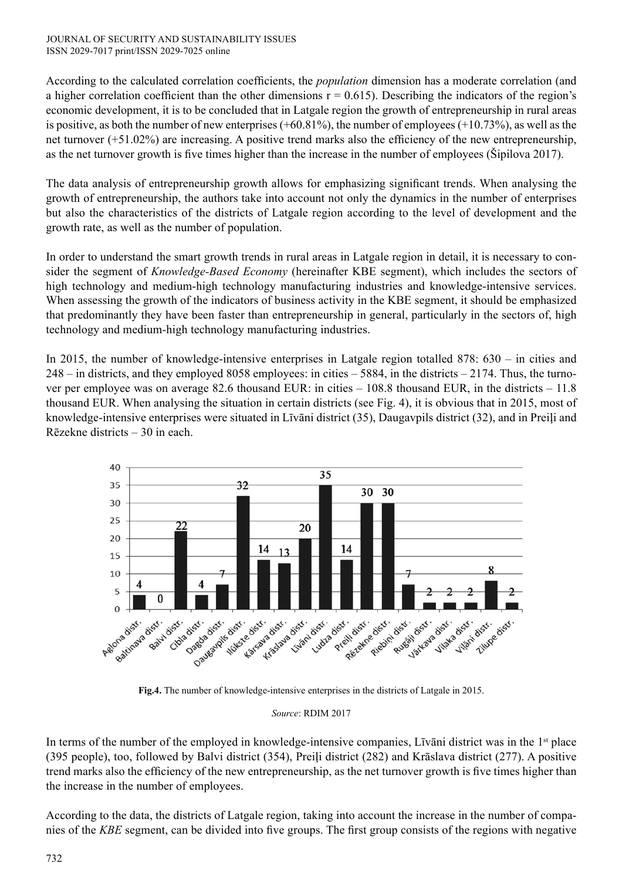According to the calculated correlation coefficients, the *population* dimension has a moderate correlation (and a higher correlation coefficient than the other dimensions r = 0.615). Describing the indicators of the region's economic development, it is to be concluded that in Latgale region the growth of entrepreneurship in rural areas is positive, as both the number of new enterprises (+60.81%), the number of employees (+10.73%), as well as the net turnover (+51.02%) are increasing. A positive trend marks also the efficiency of the new entrepreneurship, as the net turnover growth is five times higher than the increase in the number of employees (Šipilova 2017).

The data analysis of entrepreneurship growth allows for emphasizing significant trends. When analysing the growth of entrepreneurship, the authors take into account not only the dynamics in the number of enterprises but also the characteristics of the districts of Latgale region according to the level of development and the growth rate, as well as the number of population.

In order to understand the smart growth trends in rural areas in Latgale region in detail, it is necessary to consider the segment of *Knowledge-Based Economy* (hereinafter KBE segment), which includes the sectors of high technology and medium-high technology manufacturing industries and knowledge-intensive services. When assessing the growth of the indicators of business activity in the KBE segment, it should be emphasized that predominantly they have been faster than entrepreneurship in general, particularly in the sectors of, high technology and medium-high technology manufacturing industries.

In 2015, the number of knowledge-intensive enterprises in Latgale region totalled 878: 630 – in cities and 248 – in districts, and they employed 8058 employees: in cities – 5884, in the districts – 2174. Thus, the turnover per employee was on average 82.6 thousand EUR: in cities – 108.8 thousand EUR, in the districts – 11.8 thousand EUR. When analysing the situation in certain districts (see Fig. 4), it is obvious that in 2015, most of knowledge-intensive enterprises were situated in Līvāni district (35), Daugavpils district (32), and in Preiļi and Rēzekne districts – 30 in each.

| District | Number of knowledge-intensive enterprises |
|---|---|
| Aglona distr. | 4 |
| Baltinava distr. | 0 |
| Balvi distr. | 22 |
| Cibla distr. | 4 |
| Dagda distr. | 7 |
| Daugavpils distr. | 32 |
| Ilūkste distr. | 14 |
| Kārsava distr. | 13 |
| Krāslava distr. | 20 |
| Līvāni distr. | 35 |
| Ludza distr. | 14 |
| Preiļi distr. | 30 |
| Rēzekne distr. | 30 |
| Riebiņi distr. | 7 |
| Rugāji distr. | 2 |
| Vārkava distr. | 2 |
| Viļaka distr. | 2 |
| Viļāni distr. | 8 |
| Zilupe distr. | 2 |

**Fig.4.** The number of knowledge-intensive enterprises in the districts of Latgale in 2015.

*Source*: RDIM 2017

In terms of the number of the employed in knowledge-intensive companies, Līvāni district was in the 1st place (395 people), too, followed by Balvi district (354), Preiļi district (282) and Krāslava district (277). A positive trend marks also the efficiency of the new entrepreneurship, as the net turnover growth is five times higher than the increase in the number of employees.

According to the data, the districts of Latgale region, taking into account the increase in the number of companies of the *KBE* segment, can be divided into five groups. The first group consists of the regions with negative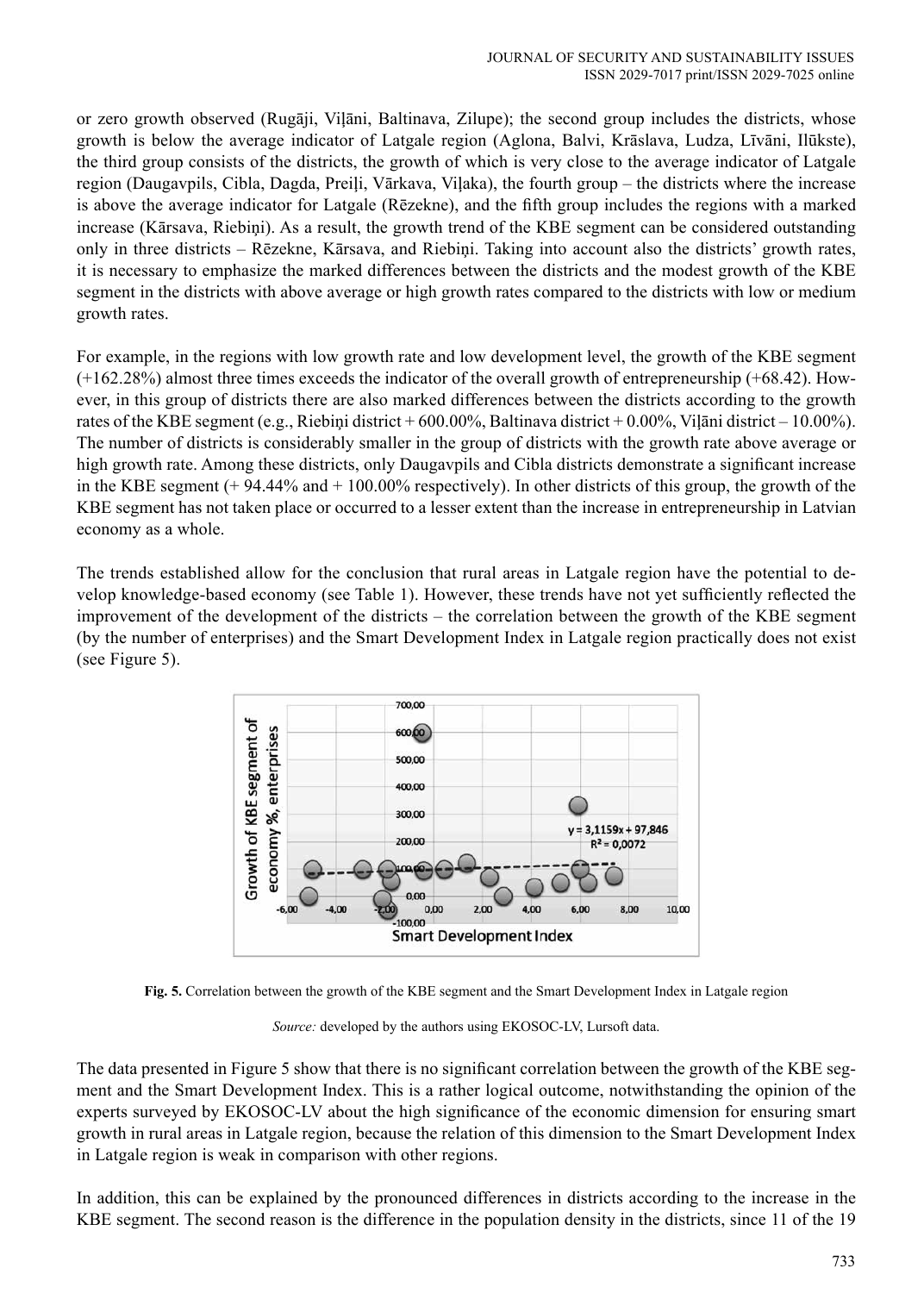or zero growth observed (Rugāji, Viļāni, Baltinava, Zilupe); the second group includes the districts, whose growth is below the average indicator of Latgale region (Aglona, Balvi, Krāslava, Ludza, Līvāni, Ilūkste), the third group consists of the districts, the growth of which is very close to the average indicator of Latgale region (Daugavpils, Cibla, Dagda, Preiļi, Vārkava, Viļaka), the fourth group – the districts where the increase is above the average indicator for Latgale (Rēzekne), and the fifth group includes the regions with a marked increase (Kārsava, Riebiņi). As a result, the growth trend of the KBE segment can be considered outstanding only in three districts – Rēzekne, Kārsava, and Riebiņi. Taking into account also the districts' growth rates, it is necessary to emphasize the marked differences between the districts and the modest growth of the KBE segment in the districts with above average or high growth rates compared to the districts with low or medium growth rates.

For example, in the regions with low growth rate and low development level, the growth of the KBE segment (+162.28%) almost three times exceeds the indicator of the overall growth of entrepreneurship (+68.42). However, in this group of districts there are also marked differences between the districts according to the growth rates of the KBE segment (e.g., Riebiņi district + 600.00%, Baltinava district + 0.00%, Viļāni district – 10.00%). The number of districts is considerably smaller in the group of districts with the growth rate above average or high growth rate. Among these districts, only Daugavpils and Cibla districts demonstrate a significant increase in the KBE segment (+ 94.44% and + 100.00% respectively). In other districts of this group, the growth of the KBE segment has not taken place or occurred to a lesser extent than the increase in entrepreneurship in Latvian economy as a whole.

The trends established allow for the conclusion that rural areas in Latgale region have the potential to develop knowledge-based economy (see Table 1). However, these trends have not yet sufficiently reflected the improvement of the development of the districts – the correlation between the growth of the KBE segment (by the number of enterprises) and the Smart Development Index in Latgale region practically does not exist (see Figure 5).

**Fig. 5.** Correlation between the growth of the KBE segment and the Smart Development Index in Latgale region

*Source:* developed by the authors using EKOSOC-LV, Lursoft data.

The data presented in Figure 5 show that there is no significant correlation between the growth of the KBE segment and the Smart Development Index. This is a rather logical outcome, notwithstanding the opinion of the experts surveyed by EKOSOC-LV about the high significance of the economic dimension for ensuring smart growth in rural areas in Latgale region, because the relation of this dimension to the Smart Development Index in Latgale region is weak in comparison with other regions.

In addition, this can be explained by the pronounced differences in districts according to the increase in the KBE segment. The second reason is the difference in the population density in the districts, since 11 of the 19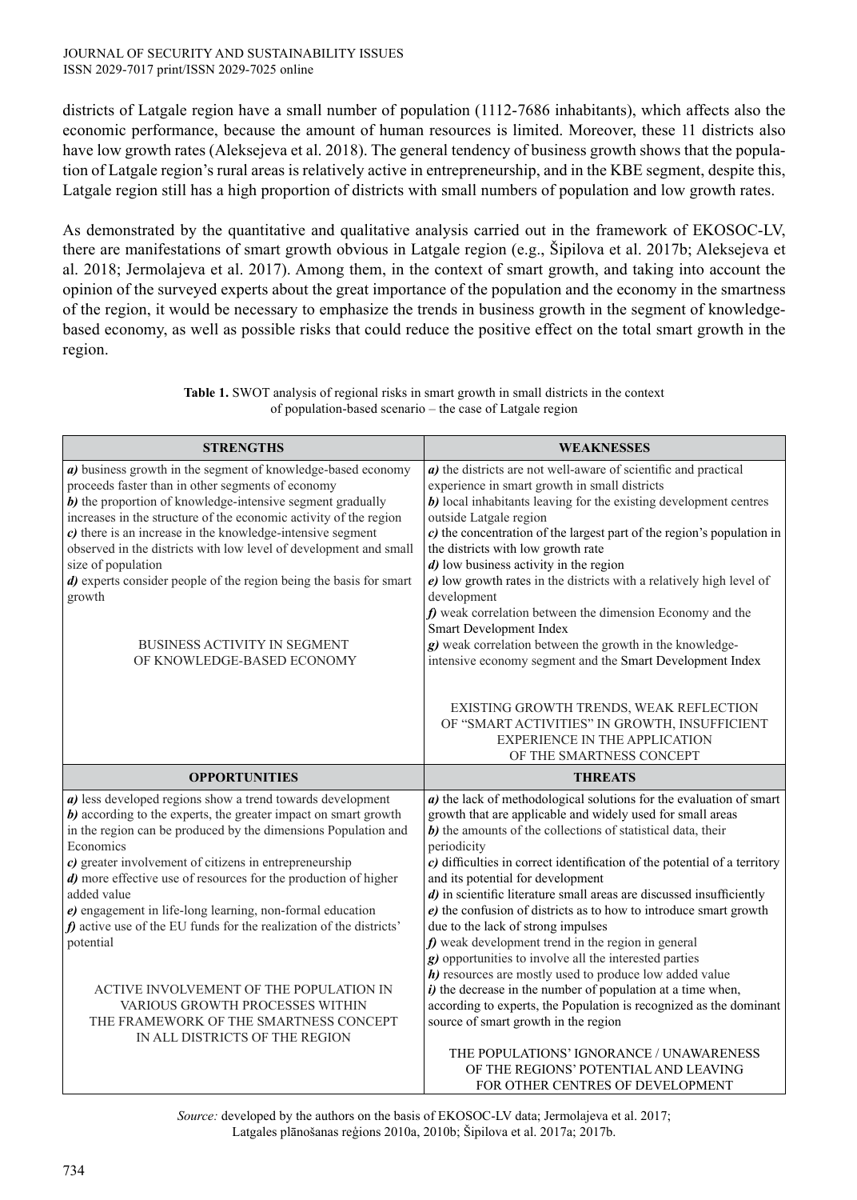districts of Latgale region have a small number of population (1112-7686 inhabitants), which affects also the economic performance, because the amount of human resources is limited. Moreover, these 11 districts also have low growth rates (Aleksejeva et al. 2018). The general tendency of business growth shows that the population of Latgale region's rural areas is relatively active in entrepreneurship, and in the KBE segment, despite this, Latgale region still has a high proportion of districts with small numbers of population and low growth rates.

As demonstrated by the quantitative and qualitative analysis carried out in the framework of EKOSOC-LV, there are manifestations of smart growth obvious in Latgale region (e.g., Šipilova et al. 2017b; Aleksejeva et al. 2018; Jermolajeva et al. 2017). Among them, in the context of smart growth, and taking into account the opinion of the surveyed experts about the great importance of the population and the economy in the smartness of the region, it would be necessary to emphasize the trends in business growth in the segment of knowledge-based economy, as well as possible risks that could reduce the positive effect on the total smart growth in the region.

**Table 1.** SWOT analysis of regional risks in smart growth in small districts in the context of population-based scenario – the case of Latgale region

| STRENGTHS | WEAKNESSES |
|---|---|
| ***a)*** business growth in the segment of knowledge-based economy proceeds faster than in other segments of economy<br>***b)*** the proportion of knowledge-intensive segment gradually increases in the structure of the economic activity of the region<br>***c)*** there is an increase in the knowledge-intensive segment observed in the districts with low level of development and small size of population<br>***d)*** experts consider people of the region being the basis for smart growth<br><br>BUSINESS ACTIVITY IN SEGMENT OF KNOWLEDGE-BASED ECONOMY | ***a)*** the districts are not well-aware of scientific and practical experience in smart growth in small districts<br>***b)*** local inhabitants leaving for the existing development centres outside Latgale region<br>***c)*** the concentration of the largest part of the region's population in the districts with low growth rate<br>***d)*** low business activity in the region<br>***e)*** low growth rates in the districts with a relatively high level of development<br>***f)*** weak correlation between the dimension Economy and the Smart Development Index<br>***g)*** weak correlation between the growth in the knowledge-intensive economy segment and the Smart Development Index<br><br>EXISTING GROWTH TRENDS, WEAK REFLECTION OF "SMART ACTIVITIES" IN GROWTH, INSUFFICIENT EXPERIENCE IN THE APPLICATION OF THE SMARTNESS CONCEPT |
| **OPPORTUNITIES** | **THREATS** |
| ***a)*** less developed regions show a trend towards development<br>***b)*** according to the experts, the greater impact on smart growth in the region can be produced by the dimensions Population and Economics<br>***c)*** greater involvement of citizens in entrepreneurship<br>***d)*** more effective use of resources for the production of higher added value<br>***e)*** engagement in life-long learning, non-formal education<br>***f)*** active use of the EU funds for the realization of the districts' potential<br><br>ACTIVE INVOLVEMENT OF THE POPULATION IN VARIOUS GROWTH PROCESSES WITHIN THE FRAMEWORK OF THE SMARTNESS CONCEPT IN ALL DISTRICTS OF THE REGION | ***a)*** the lack of methodological solutions for the evaluation of smart growth that are applicable and widely used for small areas<br>***b)*** the amounts of the collections of statistical data, their periodicity<br>***c)*** difficulties in correct identification of the potential of a territory and its potential for development<br>***d)*** in scientific literature small areas are discussed insufficiently<br>***e)*** the confusion of districts as to how to introduce smart growth due to the lack of strong impulses<br>***f)*** weak development trend in the region in general<br>***g)*** opportunities to involve all the interested parties<br>***h)*** resources are mostly used to produce low added value<br>***i)*** the decrease in the number of population at a time when, according to experts, the Population is recognized as the dominant source of smart growth in the region<br><br>THE POPULATIONS' IGNORANCE / UNAWARENESS OF THE REGIONS' POTENTIAL AND LEAVING FOR OTHER CENTRES OF DEVELOPMENT |

*Source:* developed by the authors on the basis of EKOSOC-LV data; Jermolajeva et al. 2017; Latgales plānošanas reģions 2010a, 2010b; Šipilova et al. 2017a; 2017b.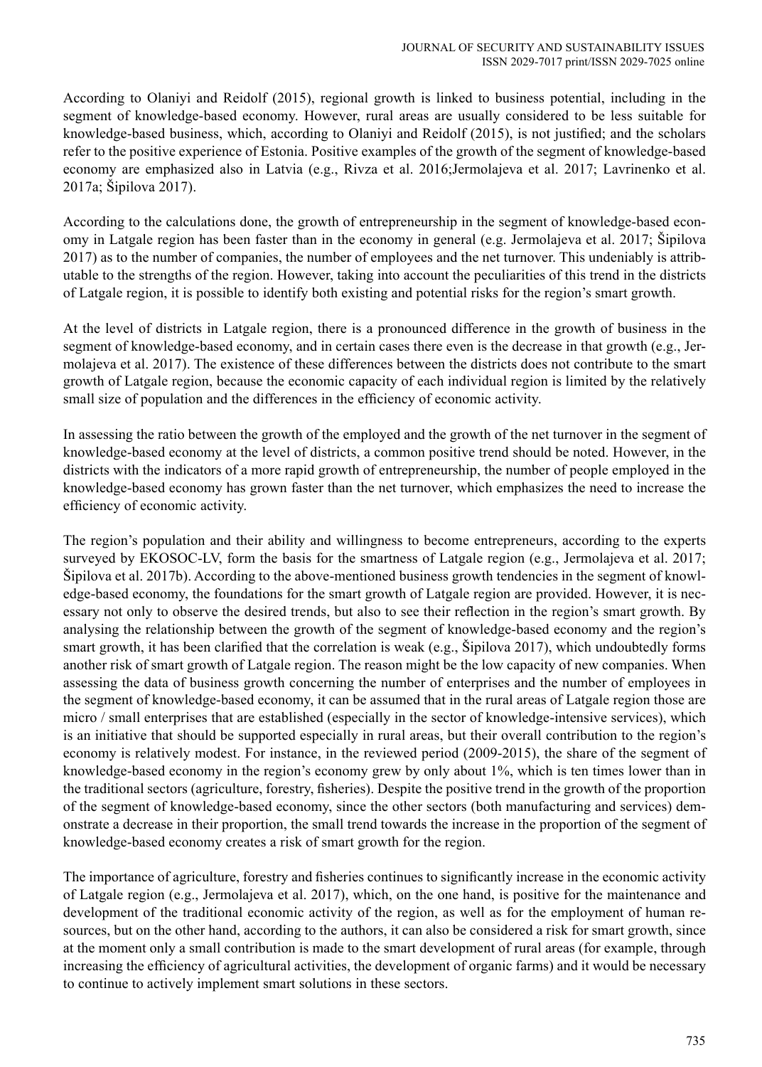According to Olaniyi and Reidolf (2015), regional growth is linked to business potential, including in the segment of knowledge-based economy. However, rural areas are usually considered to be less suitable for knowledge-based business, which, according to Olaniyi and Reidolf (2015), is not justified; and the scholars refer to the positive experience of Estonia. Positive examples of the growth of the segment of knowledge-based economy are emphasized also in Latvia (e.g., Rivza et al. 2016;Jermolajeva et al. 2017; Lavrinenko et al. 2017a; Šipilova 2017).

According to the calculations done, the growth of entrepreneurship in the segment of knowledge-based economy in Latgale region has been faster than in the economy in general (e.g. Jermolajeva et al. 2017; Šipilova 2017) as to the number of companies, the number of employees and the net turnover. This undeniably is attributable to the strengths of the region. However, taking into account the peculiarities of this trend in the districts of Latgale region, it is possible to identify both existing and potential risks for the region's smart growth.

At the level of districts in Latgale region, there is a pronounced difference in the growth of business in the segment of knowledge-based economy, and in certain cases there even is the decrease in that growth (e.g., Jermolajeva et al. 2017). The existence of these differences between the districts does not contribute to the smart growth of Latgale region, because the economic capacity of each individual region is limited by the relatively small size of population and the differences in the efficiency of economic activity.

In assessing the ratio between the growth of the employed and the growth of the net turnover in the segment of knowledge-based economy at the level of districts, a common positive trend should be noted. However, in the districts with the indicators of a more rapid growth of entrepreneurship, the number of people employed in the knowledge-based economy has grown faster than the net turnover, which emphasizes the need to increase the efficiency of economic activity.

The region's population and their ability and willingness to become entrepreneurs, according to the experts surveyed by EKOSOC-LV, form the basis for the smartness of Latgale region (e.g., Jermolajeva et al. 2017; Šipilova et al. 2017b). According to the above-mentioned business growth tendencies in the segment of knowledge-based economy, the foundations for the smart growth of Latgale region are provided. However, it is necessary not only to observe the desired trends, but also to see their reflection in the region's smart growth. By analysing the relationship between the growth of the segment of knowledge-based economy and the region's smart growth, it has been clarified that the correlation is weak (e.g., Šipilova 2017), which undoubtedly forms another risk of smart growth of Latgale region. The reason might be the low capacity of new companies. When assessing the data of business growth concerning the number of enterprises and the number of employees in the segment of knowledge-based economy, it can be assumed that in the rural areas of Latgale region those are micro / small enterprises that are established (especially in the sector of knowledge-intensive services), which is an initiative that should be supported especially in rural areas, but their overall contribution to the region's economy is relatively modest. For instance, in the reviewed period (2009-2015), the share of the segment of knowledge-based economy in the region's economy grew by only about 1%, which is ten times lower than in the traditional sectors (agriculture, forestry, fisheries). Despite the positive trend in the growth of the proportion of the segment of knowledge-based economy, since the other sectors (both manufacturing and services) demonstrate a decrease in their proportion, the small trend towards the increase in the proportion of the segment of knowledge-based economy creates a risk of smart growth for the region.

The importance of agriculture, forestry and fisheries continues to significantly increase in the economic activity of Latgale region (e.g., Jermolajeva et al. 2017), which, on the one hand, is positive for the maintenance and development of the traditional economic activity of the region, as well as for the employment of human resources, but on the other hand, according to the authors, it can also be considered a risk for smart growth, since at the moment only a small contribution is made to the smart development of rural areas (for example, through increasing the efficiency of agricultural activities, the development of organic farms) and it would be necessary to continue to actively implement smart solutions in these sectors.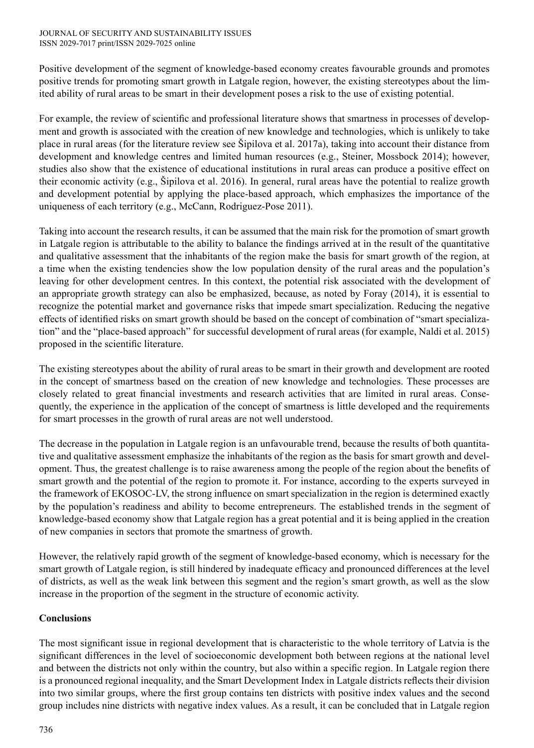Positive development of the segment of knowledge-based economy creates favourable grounds and promotes positive trends for promoting smart growth in Latgale region, however, the existing stereotypes about the limited ability of rural areas to be smart in their development poses a risk to the use of existing potential.

For example, the review of scientific and professional literature shows that smartness in processes of development and growth is associated with the creation of new knowledge and technologies, which is unlikely to take place in rural areas (for the literature review see Šipilova et al. 2017a), taking into account their distance from development and knowledge centres and limited human resources (e.g., Steiner, Mossbock 2014); however, studies also show that the existence of educational institutions in rural areas can produce a positive effect on their economic activity (e.g., Šipilova et al. 2016). In general, rural areas have the potential to realize growth and development potential by applying the place-based approach, which emphasizes the importance of the uniqueness of each territory (e.g., McCann, Rodriguez-Pose 2011).

Taking into account the research results, it can be assumed that the main risk for the promotion of smart growth in Latgale region is attributable to the ability to balance the findings arrived at in the result of the quantitative and qualitative assessment that the inhabitants of the region make the basis for smart growth of the region, at a time when the existing tendencies show the low population density of the rural areas and the population's leaving for other development centres. In this context, the potential risk associated with the development of an appropriate growth strategy can also be emphasized, because, as noted by Foray (2014), it is essential to recognize the potential market and governance risks that impede smart specialization. Reducing the negative effects of identified risks on smart growth should be based on the concept of combination of "smart specialization" and the "place-based approach" for successful development of rural areas (for example, Naldi et al. 2015) proposed in the scientific literature.

The existing stereotypes about the ability of rural areas to be smart in their growth and development are rooted in the concept of smartness based on the creation of new knowledge and technologies. These processes are closely related to great financial investments and research activities that are limited in rural areas. Consequently, the experience in the application of the concept of smartness is little developed and the requirements for smart processes in the growth of rural areas are not well understood.

The decrease in the population in Latgale region is an unfavourable trend, because the results of both quantitative and qualitative assessment emphasize the inhabitants of the region as the basis for smart growth and development. Thus, the greatest challenge is to raise awareness among the people of the region about the benefits of smart growth and the potential of the region to promote it. For instance, according to the experts surveyed in the framework of EKOSOC-LV, the strong influence on smart specialization in the region is determined exactly by the population's readiness and ability to become entrepreneurs. The established trends in the segment of knowledge-based economy show that Latgale region has a great potential and it is being applied in the creation of new companies in sectors that promote the smartness of growth.

However, the relatively rapid growth of the segment of knowledge-based economy, which is necessary for the smart growth of Latgale region, is still hindered by inadequate efficacy and pronounced differences at the level of districts, as well as the weak link between this segment and the region's smart growth, as well as the slow increase in the proportion of the segment in the structure of economic activity.

## Conclusions

The most significant issue in regional development that is characteristic to the whole territory of Latvia is the significant differences in the level of socioeconomic development both between regions at the national level and between the districts not only within the country, but also within a specific region. In Latgale region there is a pronounced regional inequality, and the Smart Development Index in Latgale districts reflects their division into two similar groups, where the first group contains ten districts with positive index values and the second group includes nine districts with negative index values. As a result, it can be concluded that in Latgale region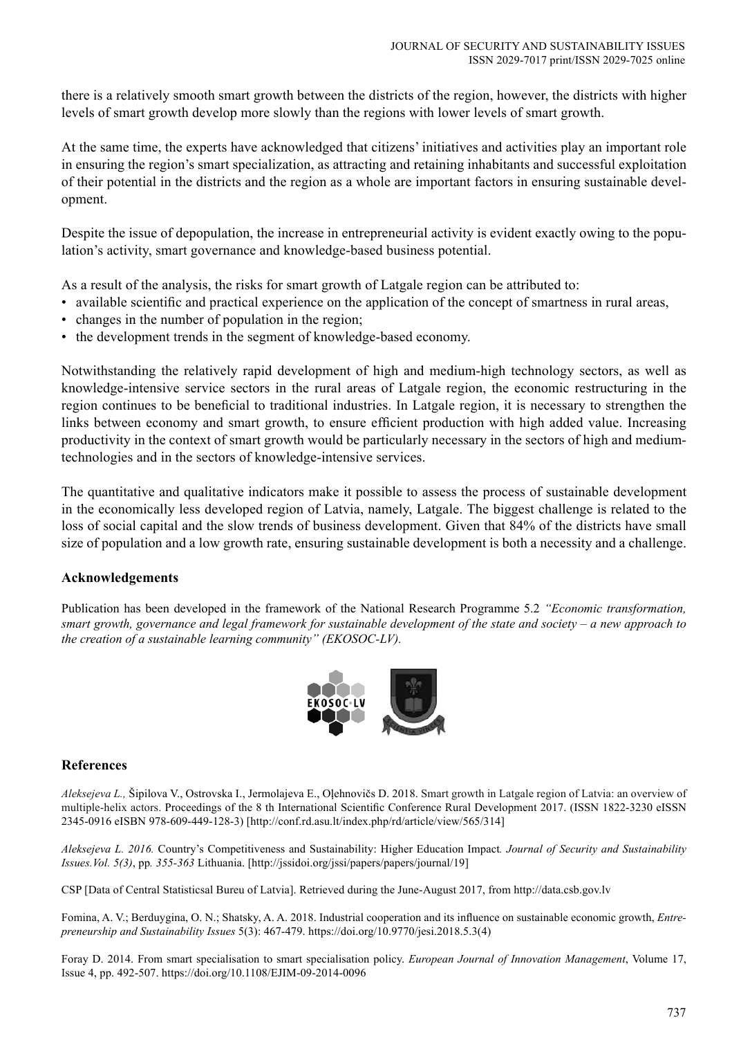there is a relatively smooth smart growth between the districts of the region, however, the districts with higher levels of smart growth develop more slowly than the regions with lower levels of smart growth.

At the same time, the experts have acknowledged that citizens' initiatives and activities play an important role in ensuring the region's smart specialization, as attracting and retaining inhabitants and successful exploitation of their potential in the districts and the region as a whole are important factors in ensuring sustainable development.

Despite the issue of depopulation, the increase in entrepreneurial activity is evident exactly owing to the population's activity, smart governance and knowledge-based business potential.

As a result of the analysis, the risks for smart growth of Latgale region can be attributed to:

- available scientific and practical experience on the application of the concept of smartness in rural areas,
- changes in the number of population in the region;
- the development trends in the segment of knowledge-based economy.

Notwithstanding the relatively rapid development of high and medium-high technology sectors, as well as knowledge-intensive service sectors in the rural areas of Latgale region, the economic restructuring in the region continues to be beneficial to traditional industries. In Latgale region, it is necessary to strengthen the links between economy and smart growth, to ensure efficient production with high added value. Increasing productivity in the context of smart growth would be particularly necessary in the sectors of high and medium-technologies and in the sectors of knowledge-intensive services.

The quantitative and qualitative indicators make it possible to assess the process of sustainable development in the economically less developed region of Latvia, namely, Latgale. The biggest challenge is related to the loss of social capital and the slow trends of business development. Given that 84% of the districts have small size of population and a low growth rate, ensuring sustainable development is both a necessity and a challenge.

## Acknowledgements

Publication has been developed in the framework of the National Research Programme 5.2 *"Economic transformation, smart growth, governance and legal framework for sustainable development of the state and society – a new approach to the creation of a sustainable learning community" (EKOSOC-LV).*

## References

*Aleksejeva L.,* Šipilova V., Ostrovska I., Jermolajeva E., Oļehnovičs D. 2018. Smart growth in Latgale region of Latvia: an overview of multiple-helix actors. Proceedings of the 8 th International Scientific Conference Rural Development 2017. (ISSN 1822-3230 eISSN 2345-0916 eISBN 978-609-449-128-3) [http://conf.rd.asu.lt/index.php/rd/article/view/565/314]

*Aleksejeva L. 2016.* Country's Competitiveness and Sustainability: Higher Education Impact*. Journal of Security and Sustainability Issues.Vol. 5(3)*, pp*. 355-363* Lithuania. [http://jssidoi.org/jssi/papers/papers/journal/19]

CSP [Data of Central Statisticsal Bureu of Latvia]. Retrieved during the June-August 2017, from http://data.csb.gov.lv

Fomina, A. V.; Berduygina, O. N.; Shatsky, A. A. 2018. Industrial cooperation and its influence on sustainable economic growth, *Entrepreneurship and Sustainability Issues* 5(3): 467-479. https://doi.org/10.9770/jesi.2018.5.3(4)

Foray D. 2014. From smart specialisation to smart specialisation policy. *European Journal of Innovation Management*, Volume 17, Issue 4, pp. 492-507. https://doi.org/10.1108/EJIM-09-2014-0096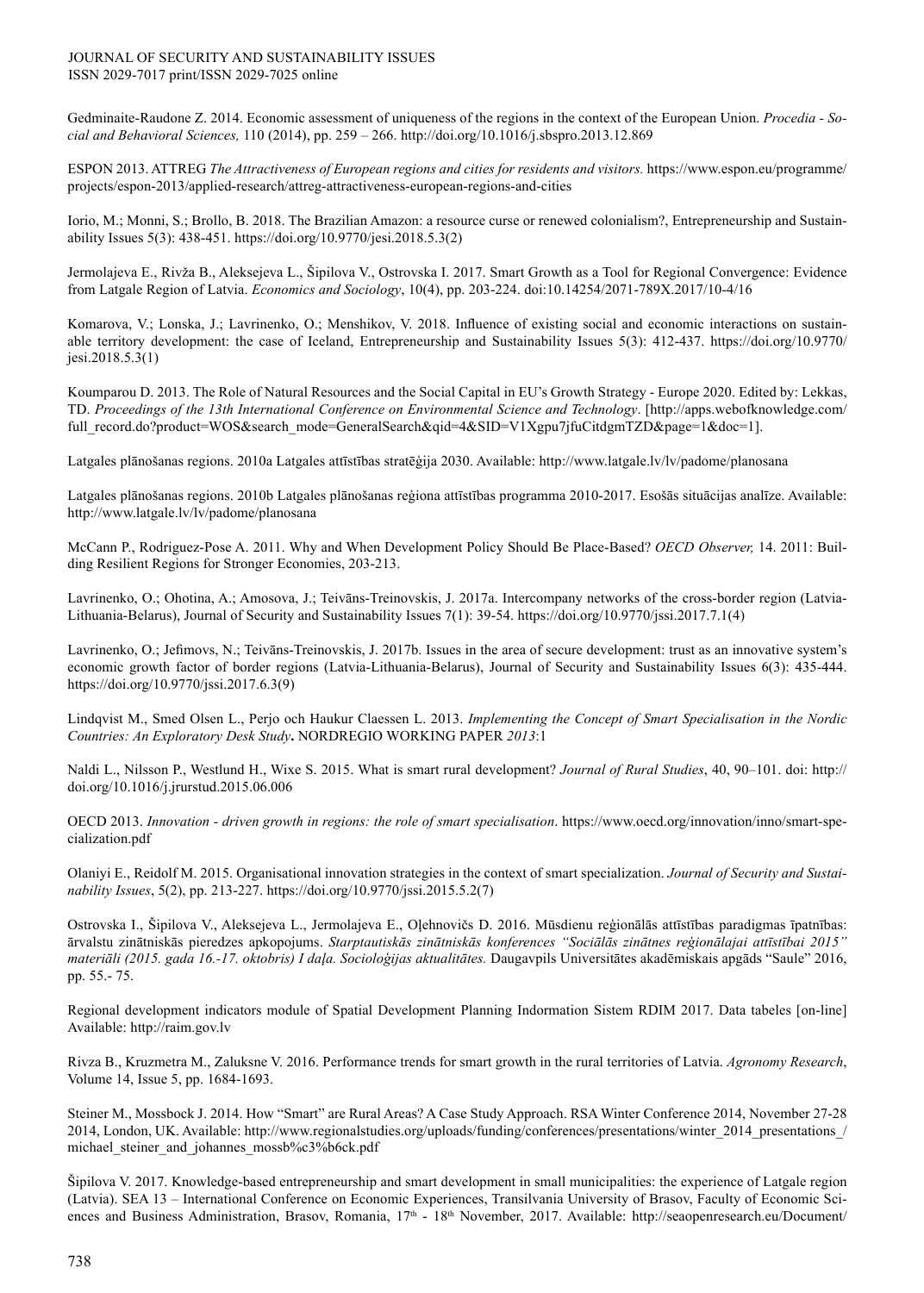Gedminaite-Raudone Z. 2014. Economic assessment of uniqueness of the regions in the context of the European Union. *Procedia - Social and Behavioral Sciences,* 110 (2014), pp. 259 – 266. http://doi.org/10.1016/j.sbspro.2013.12.869

ESPON 2013. ATTREG *The Attractiveness of European regions and cities for residents and visitors.* https://www.espon.eu/programme/projects/espon-2013/applied-research/attreg-attractiveness-european-regions-and-cities

Iorio, M.; Monni, S.; Brollo, B. 2018. The Brazilian Amazon: a resource curse or renewed colonialism?, Entrepreneurship and Sustainability Issues 5(3): 438-451. https://doi.org/10.9770/jesi.2018.5.3(2)

Jermolajeva E., Rivža B., Aleksejeva L., Šipilova V., Ostrovska I. 2017. Smart Growth as a Tool for Regional Convergence: Evidence from Latgale Region of Latvia. *Economics and Sociology*, 10(4), pp. 203-224. doi:10.14254/2071-789X.2017/10-4/16

Komarova, V.; Lonska, J.; Lavrinenko, O.; Menshikov, V. 2018. Influence of existing social and economic interactions on sustainable territory development: the case of Iceland, Entrepreneurship and Sustainability Issues 5(3): 412-437. https://doi.org/10.9770/jesi.2018.5.3(1)

Koumparou D. 2013. The Role of Natural Resources and the Social Capital in EU's Growth Strategy - Europe 2020. Edited by: Lekkas, TD. *Proceedings of the 13th International Conference on Environmental Science and Technology*. [http://apps.webofknowledge.com/full_record.do?product=WOS&search_mode=GeneralSearch&qid=4&SID=V1Xgpu7jfuCitdgmTZD&page=1&doc=1].

Latgales plānošanas regions. 2010a Latgales attīstības stratēģija 2030. Available: http://www.latgale.lv/lv/padome/planosana

Latgales plānošanas regions. 2010b Latgales plānošanas reģiona attīstības programma 2010-2017. Esošās situācijas analīze. Available: http://www.latgale.lv/lv/padome/planosana

McCann P., Rodriguez-Pose A. 2011. Why and When Development Policy Should Be Place-Based? *OECD Observer,* 14. 2011: Building Resilient Regions for Stronger Economies, 203-213.

Lavrinenko, O.; Ohotina, A.; Amosova, J.; Teivāns-Treinovskis, J. 2017a. Intercompany networks of the cross-border region (Latvia-Lithuania-Belarus), Journal of Security and Sustainability Issues 7(1): 39-54. https://doi.org/10.9770/jssi.2017.7.1(4)

Lavrinenko, O.; Jefimovs, N.; Teivāns-Treinovskis, J. 2017b. Issues in the area of secure development: trust as an innovative system's economic growth factor of border regions (Latvia-Lithuania-Belarus), Journal of Security and Sustainability Issues 6(3): 435-444. https://doi.org/10.9770/jssi.2017.6.3(9)

Lindqvist M., Smed Olsen L., Perjo och Haukur Claessen L. 2013. *Implementing the Concept of Smart Specialisation in the Nordic Countries: An Exploratory Desk Study***.** NORDREGIO WORKING PAPER *2013*:1

Naldi L., Nilsson P., Westlund H., Wixe S. 2015. What is smart rural development? *Journal of Rural Studies*, 40, 90–101. doi: http://doi.org/10.1016/j.jrurstud.2015.06.006

OECD 2013. *Innovation - driven growth in regions: the role of smart specialisation*. https://www.oecd.org/innovation/inno/smart-specialization.pdf

Olaniyi E., Reidolf M. 2015. Organisational innovation strategies in the context of smart specialization. *Journal of Security and Sustainability Issues*, 5(2), pp. 213-227. https://doi.org/10.9770/jssi.2015.5.2(7)

Ostrovska I., Šipilova V., Aleksejeva L., Jermolajeva E., Oļehnovičs D. 2016. Mūsdienu reģionālās attīstības paradigmas īpatnības: ārvalstu zinātniskās pieredzes apkopojums. *Starptautiskās zinātniskās konferences "Sociālās zinātnes reģionālajai attīstībai 2015" materiāli (2015. gada 16.-17. oktobris) I daļa. Socioloģijas aktualitātes.* Daugavpils Universitātes akadēmiskais apgāds "Saule" 2016, pp. 55.- 75.

Regional development indicators module of Spatial Development Planning Indormation Sistem RDIM 2017. Data tabeles [on-line] Available: http://raim.gov.lv

Rivza B., Kruzmetra M., Zaluksne V. 2016. Performance trends for smart growth in the rural territories of Latvia. *Agronomy Research*, Volume 14, Issue 5, pp. 1684-1693.

Steiner M., Mossbock J. 2014. How "Smart" are Rural Areas? A Case Study Approach. RSA Winter Conference 2014, November 27-28 2014, London, UK. Available: http://www.regionalstudies.org/uploads/funding/conferences/presentations/winter_2014_presentations_/michael_steiner_and_johannes_mossb%c3%b6ck.pdf

Šipilova V. 2017. Knowledge-based entrepreneurship and smart development in small municipalities: the experience of Latgale region (Latvia). SEA 13 – International Conference on Economic Experiences, Transilvania University of Brasov, Faculty of Economic Sciences and Business Administration, Brasov, Romania, 17th - 18th November, 2017. Available: http://seaopenresearch.eu/Document/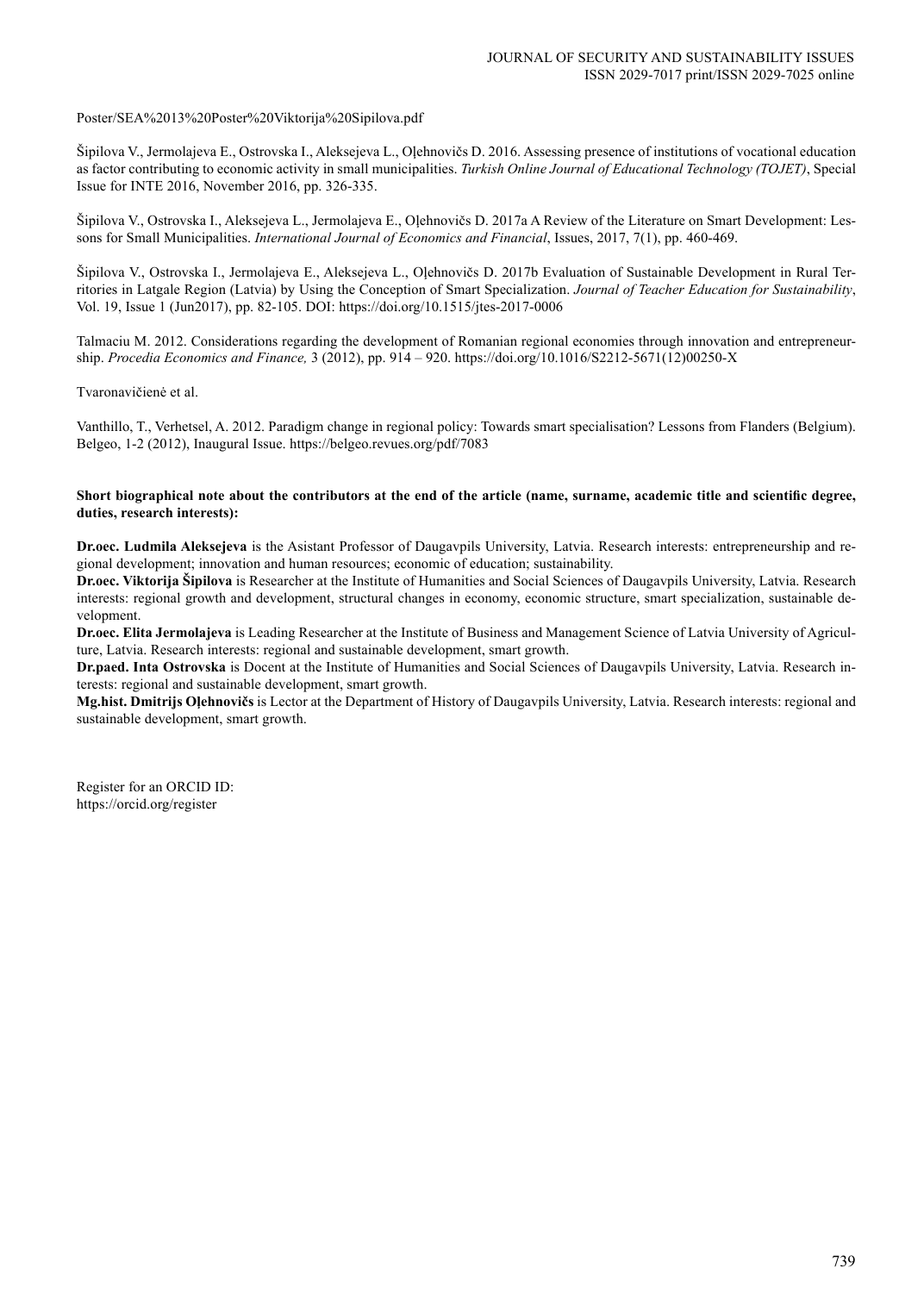Poster/SEA%2013%20Poster%20Viktorija%20Sipilova.pdf

Šipilova V., Jermolajeva E., Ostrovska I., Aleksejeva L., Oļehnovičs D. 2016. Assessing presence of institutions of vocational education as factor contributing to economic activity in small municipalities. *Turkish Online Journal of Educational Technology (TOJET)*, Special Issue for INTE 2016, November 2016, pp. 326-335.

Šipilova V., Ostrovska I., Aleksejeva L., Jermolajeva E., Oļehnovičs D. 2017a A Review of the Literature on Smart Development: Lessons for Small Municipalities. *International Journal of Economics and Financial*, Issues, 2017, 7(1), pp. 460-469.

Šipilova V., Ostrovska I., Jermolajeva E., Aleksejeva L., Oļehnovičs D. 2017b Evaluation of Sustainable Development in Rural Territories in Latgale Region (Latvia) by Using the Conception of Smart Specialization. *Journal of Teacher Education for Sustainability*, Vol. 19, Issue 1 (Jun2017), pp. 82-105. DOI: https://doi.org/10.1515/jtes-2017-0006

Talmaciu M. 2012. Considerations regarding the development of Romanian regional economies through innovation and entrepreneurship. *Procedia Economics and Finance,* 3 (2012), pp. 914 – 920. https://doi.org/10.1016/S2212-5671(12)00250-X

Tvaronavičienė et al.

Vanthillo, T., Verhetsel, A. 2012. Paradigm change in regional policy: Towards smart specialisation? Lessons from Flanders (Belgium). Belgeo, 1-2 (2012), Inaugural Issue. https://belgeo.revues.org/pdf/7083

**Short biographical note about the contributors at the end of the article (name, surname, academic title and scientific degree, duties, research interests):**

**Dr.oec. Ludmila Aleksejeva** is the Asistant Professor of Daugavpils University, Latvia. Research interests: entrepreneurship and regional development; innovation and human resources; economic of education; sustainability.
**Dr.oec. Viktorija Šipilova** is Researcher at the Institute of Humanities and Social Sciences of Daugavpils University, Latvia. Research interests: regional growth and development, structural changes in economy, economic structure, smart specialization, sustainable development.
**Dr.oec. Elita Jermolajeva** is Leading Researcher at the Institute of Business and Management Science of Latvia University of Agriculture, Latvia. Research interests: regional and sustainable development, smart growth.
**Dr.paed. Inta Ostrovska** is Docent at the Institute of Humanities and Social Sciences of Daugavpils University, Latvia. Research interests: regional and sustainable development, smart growth.
**Mg.hist. Dmitrijs Oļehnovičs** is Lector at the Department of History of Daugavpils University, Latvia. Research interests: regional and sustainable development, smart growth.

Register for an ORCID ID:
https://orcid.org/register